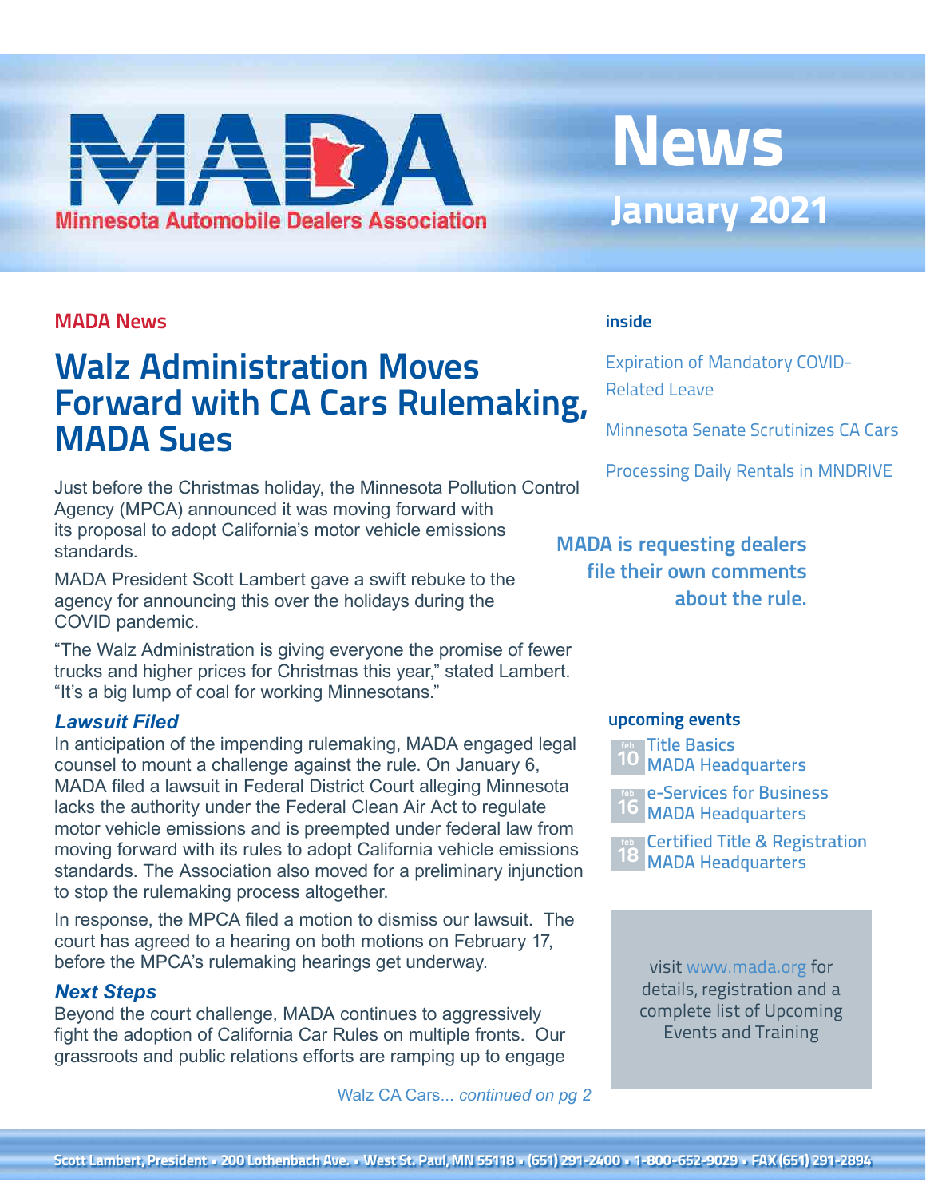# MADA

Minnesota Automobile Dealers Association

# News

## January 2021

**MADA News**

## Walz Administration Moves Forward with CA Cars Rulemaking, MADA Sues

Just before the Christmas holiday, the Minnesota Pollution Control Agency (MPCA) announced it was moving forward with its proposal to adopt California's motor vehicle emissions standards.

MADA President Scott Lambert gave a swift rebuke to the agency for announcing this over the holidays during the COVID pandemic.

"The Walz Administration is giving everyone the promise of fewer trucks and higher prices for Christmas this year," stated Lambert. "It's a big lump of coal for working Minnesotans."

### *Lawsuit Filed*

In anticipation of the impending rulemaking, MADA engaged legal counsel to mount a challenge against the rule. On January 6, MADA filed a lawsuit in Federal District Court alleging Minnesota lacks the authority under the Federal Clean Air Act to regulate motor vehicle emissions and is preempted under federal law from moving forward with its rules to adopt California vehicle emissions standards. The Association also moved for a preliminary injunction to stop the rulemaking process altogether.

In response, the MPCA filed a motion to dismiss our lawsuit. The court has agreed to a hearing on both motions on February 17, before the MPCA's rulemaking hearings get underway.

### *Next Steps*

Beyond the court challenge, MADA continues to aggressively fight the adoption of California Car Rules on multiple fronts. Our grassroots and public relations efforts are ramping up to engage

Walz CA Cars... *continued on pg 2*

**inside**

Expiration of Mandatory COVID-Related Leave

Minnesota Senate Scrutinizes CA Cars

Processing Daily Rentals in MNDRIVE

**MADA is requesting dealers file their own comments about the rule.**

**upcoming events**

feb 10 — Title Basics, MADA Headquarters

feb 16 — e-Services for Business, MADA Headquarters

feb 18 — Certified Title & Registration, MADA Headquarters

visit www.mada.org for details, registration and a complete list of Upcoming Events and Training

Scott Lambert, President • 200 Lothenbach Ave. • West St. Paul, MN 55118 • (651) 291-2400 • 1-800-652-9029 • FAX (651) 291-2894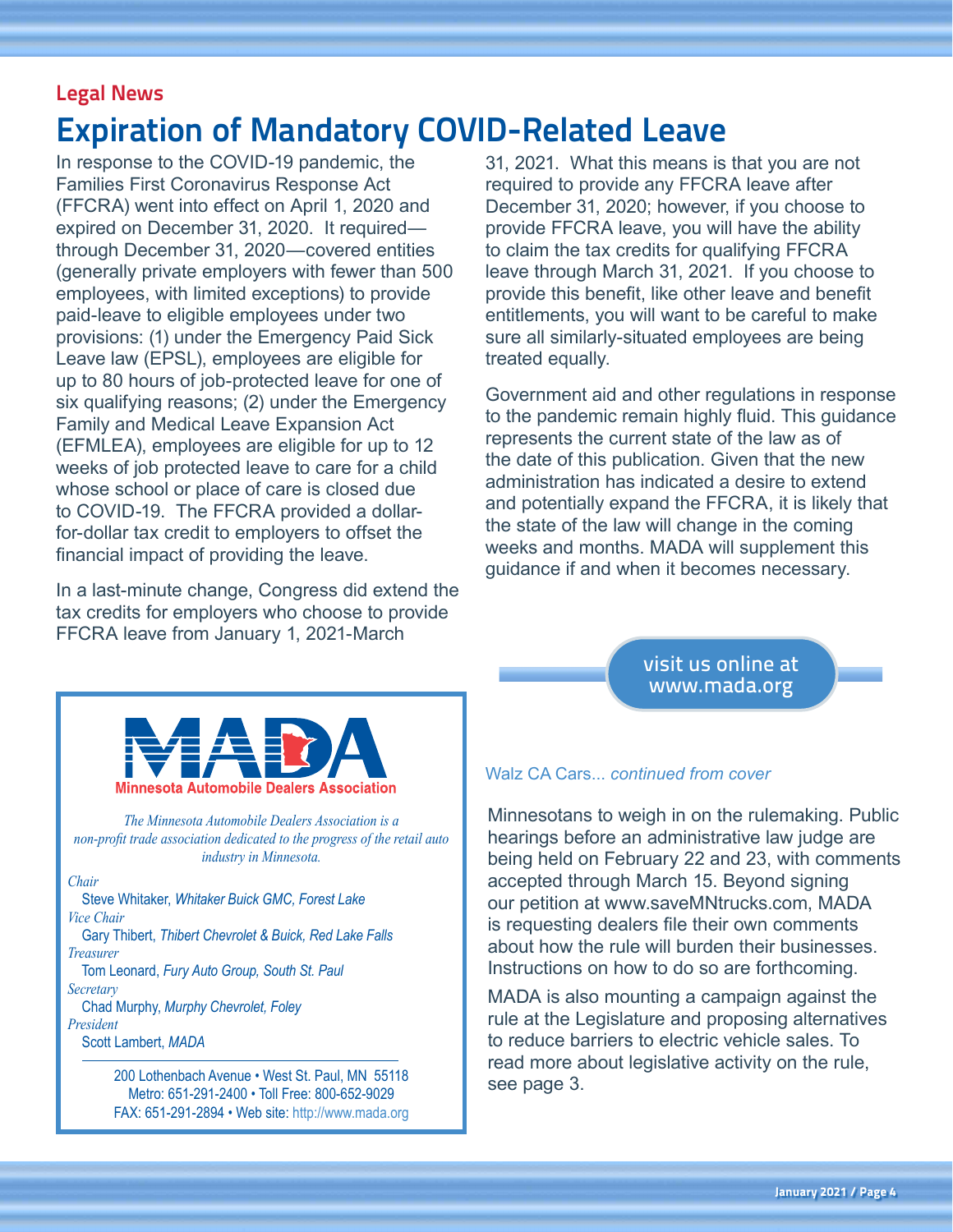Legal News

# Expiration of Mandatory COVID-Related Leave

In response to the COVID-19 pandemic, the Families First Coronavirus Response Act (FFCRA) went into effect on April 1, 2020 and expired on December 31, 2020. It required—through December 31, 2020—covered entities (generally private employers with fewer than 500 employees, with limited exceptions) to provide paid-leave to eligible employees under two provisions: (1) under the Emergency Paid Sick Leave law (EPSL), employees are eligible for up to 80 hours of job-protected leave for one of six qualifying reasons; (2) under the Emergency Family and Medical Leave Expansion Act (EFMLEA), employees are eligible for up to 12 weeks of job protected leave to care for a child whose school or place of care is closed due to COVID-19. The FFCRA provided a dollar-for-dollar tax credit to employers to offset the financial impact of providing the leave.

In a last-minute change, Congress did extend the tax credits for employers who choose to provide FFCRA leave from January 1, 2021-March 31, 2021. What this means is that you are not required to provide any FFCRA leave after December 31, 2020; however, if you choose to provide FFCRA leave, you will have the ability to claim the tax credits for qualifying FFCRA leave through March 31, 2021. If you choose to provide this benefit, like other leave and benefit entitlements, you will want to be careful to make sure all similarly-situated employees are being treated equally.

Government aid and other regulations in response to the pandemic remain highly fluid. This guidance represents the current state of the law as of the date of this publication. Given that the new administration has indicated a desire to extend and potentially expand the FFCRA, it is likely that the state of the law will change in the coming weeks and months. MADA will supplement this guidance if and when it becomes necessary.

visit us online at www.mada.org

---

**MADA**
**Minnesota Automobile Dealers Association**

*The Minnesota Automobile Dealers Association is a non-profit trade association dedicated to the progress of the retail auto industry in Minnesota.*

*Chair*
Steve Whitaker, *Whitaker Buick GMC, Forest Lake*

*Vice Chair*
Gary Thibert, *Thibert Chevrolet & Buick, Red Lake Falls*

*Treasurer*
Tom Leonard, *Fury Auto Group, South St. Paul*

*Secretary*
Chad Murphy, *Murphy Chevrolet, Foley*

*President*
Scott Lambert, *MADA*

200 Lothenbach Avenue • West St. Paul, MN 55118
Metro: 651-291-2400 • Toll Free: 800-652-9029
FAX: 651-291-2894 • Web site: http://www.mada.org

---

Walz CA Cars... *continued from cover*

Minnesotans to weigh in on the rulemaking. Public hearings before an administrative law judge are being held on February 22 and 23, with comments accepted through March 15. Beyond signing our petition at www.saveMNtrucks.com, MADA is requesting dealers file their own comments about how the rule will burden their businesses. Instructions on how to do so are forthcoming.

MADA is also mounting a campaign against the rule at the Legislature and proposing alternatives to reduce barriers to electric vehicle sales. To read more about legislative activity on the rule, see page 3.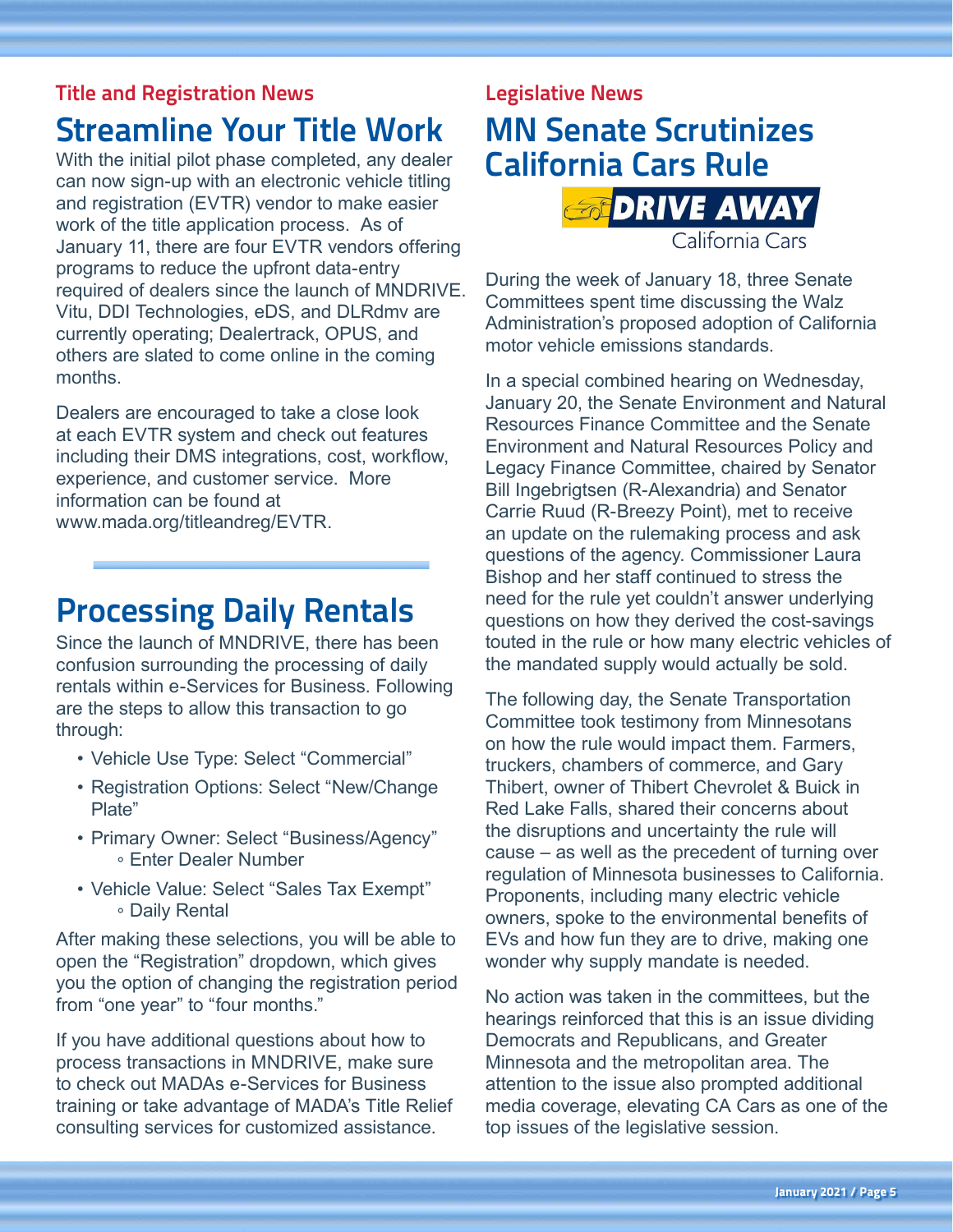## Title and Registration News

# Streamline Your Title Work

With the initial pilot phase completed, any dealer can now sign-up with an electronic vehicle titling and registration (EVTR) vendor to make easier work of the title application process. As of January 11, there are four EVTR vendors offering programs to reduce the upfront data-entry required of dealers since the launch of MNDRIVE. Vitu, DDI Technologies, eDS, and DLRdmv are currently operating; Dealertrack, OPUS, and others are slated to come online in the coming months.

Dealers are encouraged to take a close look at each EVTR system and check out features including their DMS integrations, cost, workflow, experience, and customer service. More information can be found at www.mada.org/titleandreg/EVTR.

# Processing Daily Rentals

Since the launch of MNDRIVE, there has been confusion surrounding the processing of daily rentals within e-Services for Business. Following are the steps to allow this transaction to go through:

- Vehicle Use Type: Select "Commercial"
- Registration Options: Select "New/Change Plate"
- Primary Owner: Select "Business/Agency"
  - Enter Dealer Number
- Vehicle Value: Select "Sales Tax Exempt"
  - Daily Rental

After making these selections, you will be able to open the "Registration" dropdown, which gives you the option of changing the registration period from "one year" to "four months."

If you have additional questions about how to process transactions in MNDRIVE, make sure to check out MADAs e-Services for Business training or take advantage of MADA's Title Relief consulting services for customized assistance.

## Legislative News

# MN Senate Scrutinizes California Cars Rule

DRIVE AWAY California Cars

During the week of January 18, three Senate Committees spent time discussing the Walz Administration's proposed adoption of California motor vehicle emissions standards.

In a special combined hearing on Wednesday, January 20, the Senate Environment and Natural Resources Finance Committee and the Senate Environment and Natural Resources Policy and Legacy Finance Committee, chaired by Senator Bill Ingebrigtsen (R-Alexandria) and Senator Carrie Ruud (R-Breezy Point), met to receive an update on the rulemaking process and ask questions of the agency. Commissioner Laura Bishop and her staff continued to stress the need for the rule yet couldn't answer underlying questions on how they derived the cost-savings touted in the rule or how many electric vehicles of the mandated supply would actually be sold.

The following day, the Senate Transportation Committee took testimony from Minnesotans on how the rule would impact them. Farmers, truckers, chambers of commerce, and Gary Thibert, owner of Thibert Chevrolet & Buick in Red Lake Falls, shared their concerns about the disruptions and uncertainty the rule will cause – as well as the precedent of turning over regulation of Minnesota businesses to California. Proponents, including many electric vehicle owners, spoke to the environmental benefits of EVs and how fun they are to drive, making one wonder why supply mandate is needed.

No action was taken in the committees, but the hearings reinforced that this is an issue dividing Democrats and Republicans, and Greater Minnesota and the metropolitan area. The attention to the issue also prompted additional media coverage, elevating CA Cars as one of the top issues of the legislative session.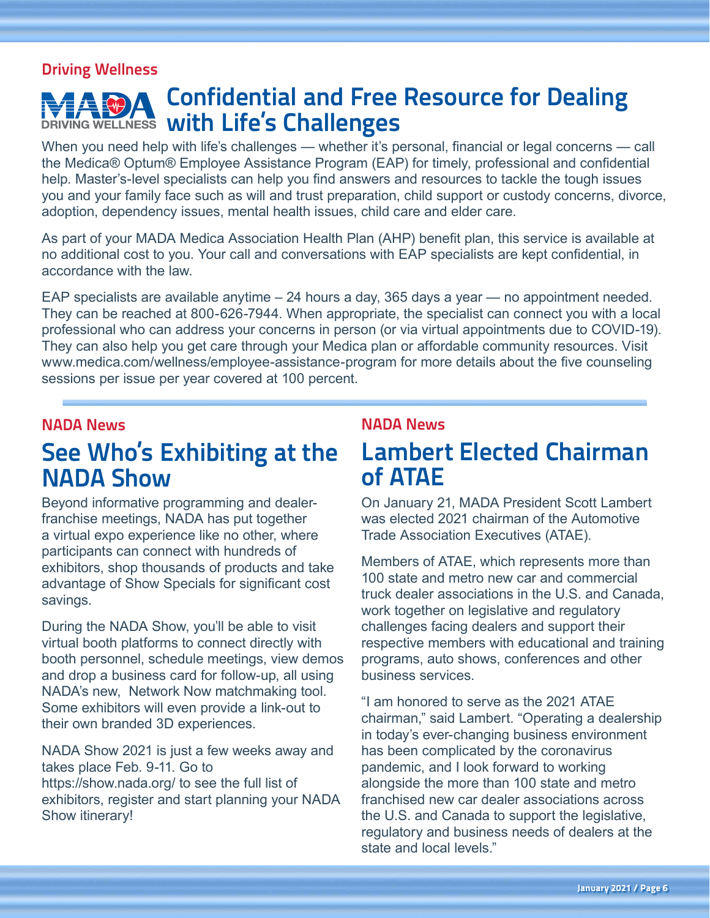Driving Wellness

# Confidential and Free Resource for Dealing with Life's Challenges

When you need help with life's challenges — whether it's personal, financial or legal concerns — call the Medica® Optum® Employee Assistance Program (EAP) for timely, professional and confidential help. Master's-level specialists can help you find answers and resources to tackle the tough issues you and your family face such as will and trust preparation, child support or custody concerns, divorce, adoption, dependency issues, mental health issues, child care and elder care.

As part of your MADA Medica Association Health Plan (AHP) benefit plan, this service is available at no additional cost to you. Your call and conversations with EAP specialists are kept confidential, in accordance with the law.

EAP specialists are available anytime – 24 hours a day, 365 days a year — no appointment needed. They can be reached at 800-626-7944. When appropriate, the specialist can connect you with a local professional who can address your concerns in person (or via virtual appointments due to COVID-19). They can also help you get care through your Medica plan or affordable community resources. Visit www.medica.com/wellness/employee-assistance-program for more details about the five counseling sessions per issue per year covered at 100 percent.

NADA News

# See Who's Exhibiting at the NADA Show

Beyond informative programming and dealer-franchise meetings, NADA has put together a virtual expo experience like no other, where participants can connect with hundreds of exhibitors, shop thousands of products and take advantage of Show Specials for significant cost savings.

During the NADA Show, you'll be able to visit virtual booth platforms to connect directly with booth personnel, schedule meetings, view demos and drop a business card for follow-up, all using NADA's new, Network Now matchmaking tool. Some exhibitors will even provide a link-out to their own branded 3D experiences.

NADA Show 2021 is just a few weeks away and takes place Feb. 9-11. Go to https://show.nada.org/ to see the full list of exhibitors, register and start planning your NADA Show itinerary!

NADA News

# Lambert Elected Chairman of ATAE

On January 21, MADA President Scott Lambert was elected 2021 chairman of the Automotive Trade Association Executives (ATAE).

Members of ATAE, which represents more than 100 state and metro new car and commercial truck dealer associations in the U.S. and Canada, work together on legislative and regulatory challenges facing dealers and support their respective members with educational and training programs, auto shows, conferences and other business services.

"I am honored to serve as the 2021 ATAE chairman," said Lambert. "Operating a dealership in today's ever-changing business environment has been complicated by the coronavirus pandemic, and I look forward to working alongside the more than 100 state and metro franchised new car dealer associations across the U.S. and Canada to support the legislative, regulatory and business needs of dealers at the state and local levels."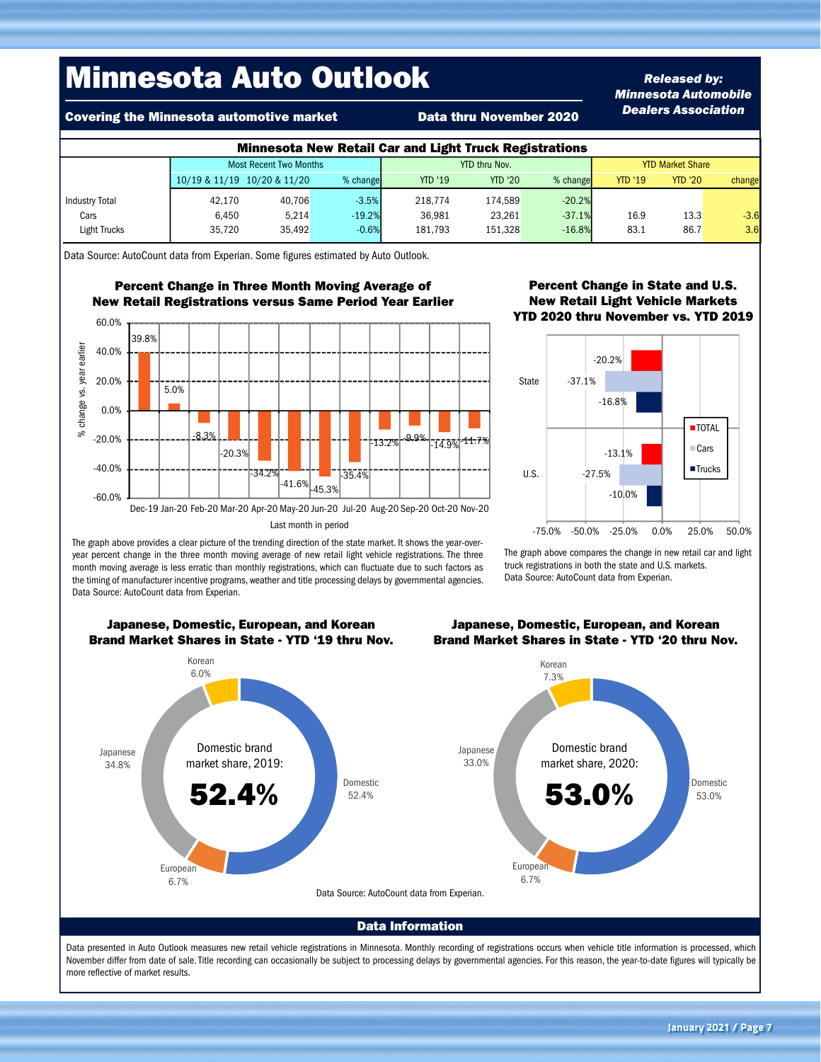# Minnesota Auto Outlook

**Covering the Minnesota automotive market** | **Data thru November 2020**

***Released by: Minnesota Automobile Dealers Association***

## Minnesota New Retail Car and Light Truck Registrations

| | Most Recent Two Months | | | YTD thru Nov. | | | YTD Market Share | | |
|---|---|---|---|---|---|---|---|---|---|
| | 10/19 & 11/19 | 10/20 & 11/20 | % change | YTD '19 | YTD '20 | % change | YTD '19 | YTD '20 | change |
| Industry Total | 42,170 | 40,706 | -3.5% | 218,774 | 174,589 | -20.2% | | | |
| Cars | 6,450 | 5,214 | -19.2% | 36,981 | 23,261 | -37.1% | 16.9 | 13.3 | -3.6 |
| Light Trucks | 35,720 | 35,492 | -0.6% | 181,793 | 151,328 | -16.8% | 83.1 | 86.7 | 3.6 |

Data Source: AutoCount data from Experian. Some figures estimated by Auto Outlook.

### Percent Change in Three Month Moving Average of New Retail Registrations versus Same Period Year Earlier

| Last month in period | % change vs. year earlier |
|---|---|
| Dec-19 | 39.8% |
| Jan-20 | 5.0% |
| Feb-20 | -8.3% |
| Mar-20 | -20.3% |
| Apr-20 | -34.2% |
| May-20 | -41.6% |
| Jun-20 | -45.3% |
| Jul-20 | -35.4% |
| Aug-20 | -13.2% |
| Sep-20 | -9.9% |
| Oct-20 | -14.9% |
| Nov-20 | -11.7% |

The graph above provides a clear picture of the trending direction of the state market. It shows the year-over-year percent change in the three month moving average of new retail light vehicle registrations. The three month moving average is less erratic than monthly registrations, which can fluctuate due to such factors as the timing of manufacturer incentive programs, weather and title processing delays by governmental agencies.
Data Source: AutoCount data from Experian.

### Percent Change in State and U.S. New Retail Light Vehicle Markets YTD 2020 thru November vs. YTD 2019

| | TOTAL | Cars | Trucks |
|---|---|---|---|
| State | -20.2% | -37.1% | -16.8% |
| U.S. | -13.1% | -27.5% | -10.0% |

The graph above compares the change in new retail car and light truck registrations in both the state and U.S. markets.
Data Source: AutoCount data from Experian.

### Japanese, Domestic, European, and Korean Brand Market Shares in State - YTD '19 thru Nov.

Domestic brand market share, 2019: **52.4%**

- Domestic 52.4%
- Japanese 34.8%
- European 6.7%
- Korean 6.0%

### Japanese, Domestic, European, and Korean Brand Market Shares in State - YTD '20 thru Nov.

Domestic brand market share, 2020: **53.0%**

- Domestic 53.0%
- Japanese 33.0%
- European 6.7%
- Korean 7.3%

Data Source: AutoCount data from Experian.

## Data Information

Data presented in Auto Outlook measures new retail vehicle registrations in Minnesota. Monthly recording of registrations occurs when vehicle title information is processed, which November differ from date of sale. Title recording can occasionally be subject to processing delays by governmental agencies. For this reason, the year-to-date figures will typically be more reflective of market results.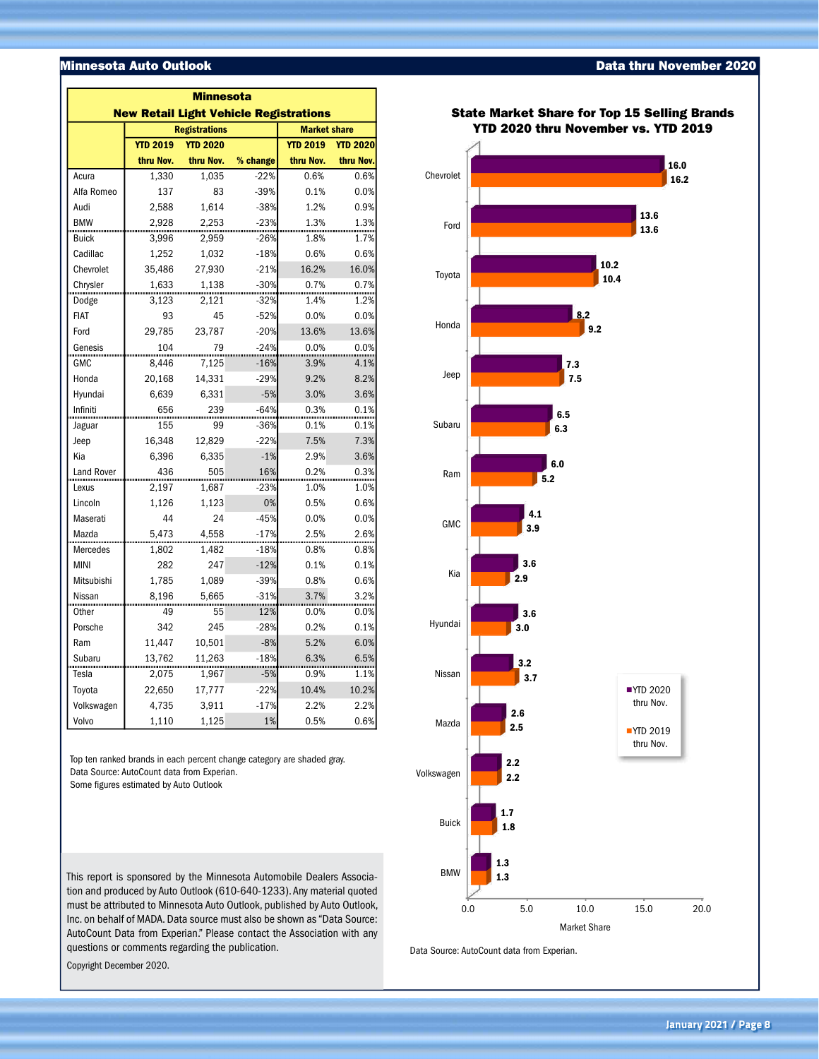## Minnesota Auto Outlook

**Data thru November 2020**

### Minnesota New Retail Light Vehicle Registrations

| | Registrations | | | Market share | |
|---|---|---|---|---|---|
| | YTD 2019 thru Nov. | YTD 2020 thru Nov. | % change | YTD 2019 thru Nov. | YTD 2020 thru Nov. |
| Acura | 1,330 | 1,035 | -22% | 0.6% | 0.6% |
| Alfa Romeo | 137 | 83 | -39% | 0.1% | 0.0% |
| Audi | 2,588 | 1,614 | -38% | 1.2% | 0.9% |
| BMW | 2,928 | 2,253 | -23% | 1.3% | 1.3% |
| Buick | 3,996 | 2,959 | -26% | 1.8% | 1.7% |
| Cadillac | 1,252 | 1,032 | -18% | 0.6% | 0.6% |
| Chevrolet | 35,486 | 27,930 | -21% | 16.2% | 16.0% |
| Chrysler | 1,633 | 1,138 | -30% | 0.7% | 0.7% |
| Dodge | 3,123 | 2,121 | -32% | 1.4% | 1.2% |
| FIAT | 93 | 45 | -52% | 0.0% | 0.0% |
| Ford | 29,785 | 23,787 | -20% | 13.6% | 13.6% |
| Genesis | 104 | 79 | -24% | 0.0% | 0.0% |
| GMC | 8,446 | 7,125 | -16% | 3.9% | 4.1% |
| Honda | 20,168 | 14,331 | -29% | 9.2% | 8.2% |
| Hyundai | 6,639 | 6,331 | -5% | 3.0% | 3.6% |
| Infiniti | 656 | 239 | -64% | 0.3% | 0.1% |
| Jaguar | 155 | 99 | -36% | 0.1% | 0.1% |
| Jeep | 16,348 | 12,829 | -22% | 7.5% | 7.3% |
| Kia | 6,396 | 6,335 | -1% | 2.9% | 3.6% |
| Land Rover | 436 | 505 | 16% | 0.2% | 0.3% |
| Lexus | 2,197 | 1,687 | -23% | 1.0% | 1.0% |
| Lincoln | 1,126 | 1,123 | 0% | 0.5% | 0.6% |
| Maserati | 44 | 24 | -45% | 0.0% | 0.0% |
| Mazda | 5,473 | 4,558 | -17% | 2.5% | 2.6% |
| Mercedes | 1,802 | 1,482 | -18% | 0.8% | 0.8% |
| MINI | 282 | 247 | -12% | 0.1% | 0.1% |
| Mitsubishi | 1,785 | 1,089 | -39% | 0.8% | 0.6% |
| Nissan | 8,196 | 5,665 | -31% | 3.7% | 3.2% |
| Other | 49 | 55 | 12% | 0.0% | 0.0% |
| Porsche | 342 | 245 | -28% | 0.2% | 0.1% |
| Ram | 11,447 | 10,501 | -8% | 5.2% | 6.0% |
| Subaru | 13,762 | 11,263 | -18% | 6.3% | 6.5% |
| Tesla | 2,075 | 1,967 | -5% | 0.9% | 1.1% |
| Toyota | 22,650 | 17,777 | -22% | 10.4% | 10.2% |
| Volkswagen | 4,735 | 3,911 | -17% | 2.2% | 2.2% |
| Volvo | 1,110 | 1,125 | 1% | 0.5% | 0.6% |

Top ten ranked brands in each percent change category are shaded gray.
Data Source: AutoCount data from Experian.
Some figures estimated by Auto Outlook

### State Market Share for Top 15 Selling Brands YTD 2020 thru November vs. YTD 2019

| Brand | YTD 2020 thru Nov. | YTD 2019 thru Nov. |
|---|---|---|
| Chevrolet | 16.0 | 16.2 |
| Ford | 13.6 | 13.6 |
| Toyota | 10.2 | 10.4 |
| Honda | 8.2 | 9.2 |
| Jeep | 7.3 | 7.5 |
| Subaru | 6.5 | 6.3 |
| Ram | 6.0 | 5.2 |
| GMC | 4.1 | 3.9 |
| Kia | 3.6 | 2.9 |
| Hyundai | 3.6 | 3.0 |
| Nissan | 3.2 | 3.7 |
| Mazda | 2.6 | 2.5 |
| Volkswagen | 2.2 | 2.2 |
| Buick | 1.7 | 1.8 |
| BMW | 1.3 | 1.3 |

Market Share

Data Source: AutoCount data from Experian.

This report is sponsored by the Minnesota Automobile Dealers Association and produced by Auto Outlook (610-640-1233). Any material quoted must be attributed to Minnesota Auto Outlook, published by Auto Outlook, Inc. on behalf of MADA. Data source must also be shown as "Data Source: AutoCount Data from Experian." Please contact the Association with any questions or comments regarding the publication.

Copyright December 2020.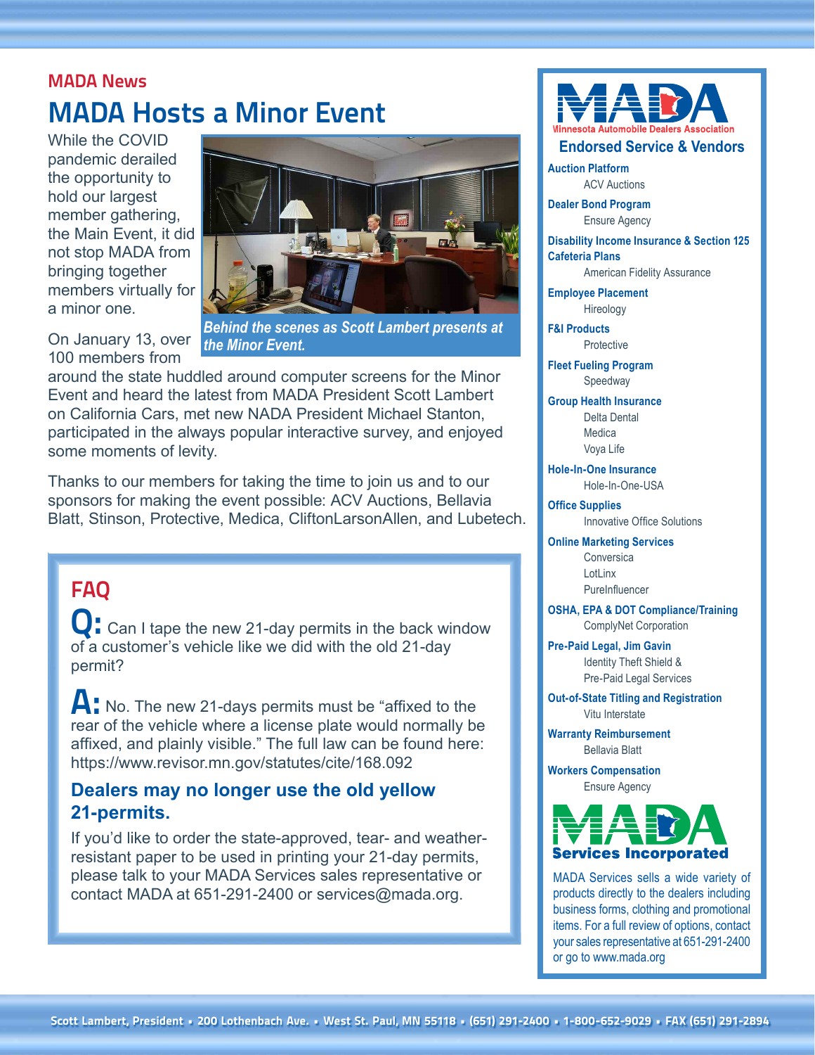MADA News

# MADA Hosts a Minor Event

While the COVID pandemic derailed the opportunity to hold our largest member gathering, the Main Event, it did not stop MADA from bringing together members virtually for a minor one.

*Behind the scenes as Scott Lambert presents at the Minor Event.*

On January 13, over 100 members from around the state huddled around computer screens for the Minor Event and heard the latest from MADA President Scott Lambert on California Cars, met new NADA President Michael Stanton, participated in the always popular interactive survey, and enjoyed some moments of levity.

Thanks to our members for taking the time to join us and to our sponsors for making the event possible: ACV Auctions, Bellavia Blatt, Stinson, Protective, Medica, CliftonLarsonAllen, and Lubetech.

## FAQ

**Q:** Can I tape the new 21-day permits in the back window of a customer's vehicle like we did with the old 21-day permit?

**A:** No. The new 21-days permits must be "affixed to the rear of the vehicle where a license plate would normally be affixed, and plainly visible." The full law can be found here: https://www.revisor.mn.gov/statutes/cite/168.092

### Dealers may no longer use the old yellow 21-permits.

If you'd like to order the state-approved, tear- and weather-resistant paper to be used in printing your 21-day permits, please talk to your MADA Services sales representative or contact MADA at 651-291-2400 or services@mada.org.

---

MADA – Minnesota Automobile Dealers Association

## Endorsed Service & Vendors

**Auction Platform**
ACV Auctions

**Dealer Bond Program**
Ensure Agency

**Disability Income Insurance & Section 125 Cafeteria Plans**
American Fidelity Assurance

**Employee Placement**
Hireology

**F&I Products**
Protective

**Fleet Fueling Program**
Speedway

**Group Health Insurance**
Delta Dental
Medica
Voya Life

**Hole-In-One Insurance**
Hole-In-One-USA

**Office Supplies**
Innovative Office Solutions

**Online Marketing Services**
Conversica
LotLinx
PureInfluencer

**OSHA, EPA & DOT Compliance/Training**
ComplyNet Corporation

**Pre-Paid Legal, Jim Gavin**
Identity Theft Shield &
Pre-Paid Legal Services

**Out-of-State Titling and Registration**
Vitu Interstate

**Warranty Reimbursement**
Bellavia Blatt

**Workers Compensation**
Ensure Agency

MADA Services Incorporated

MADA Services sells a wide variety of products directly to the dealers including business forms, clothing and promotional items. For a full review of options, contact your sales representative at 651-291-2400 or go to www.mada.org

Scott Lambert, President • 200 Lothenbach Ave. • West St. Paul, MN 55118 • (651) 291-2400 • 1-800-652-9029 • FAX (651) 291-2894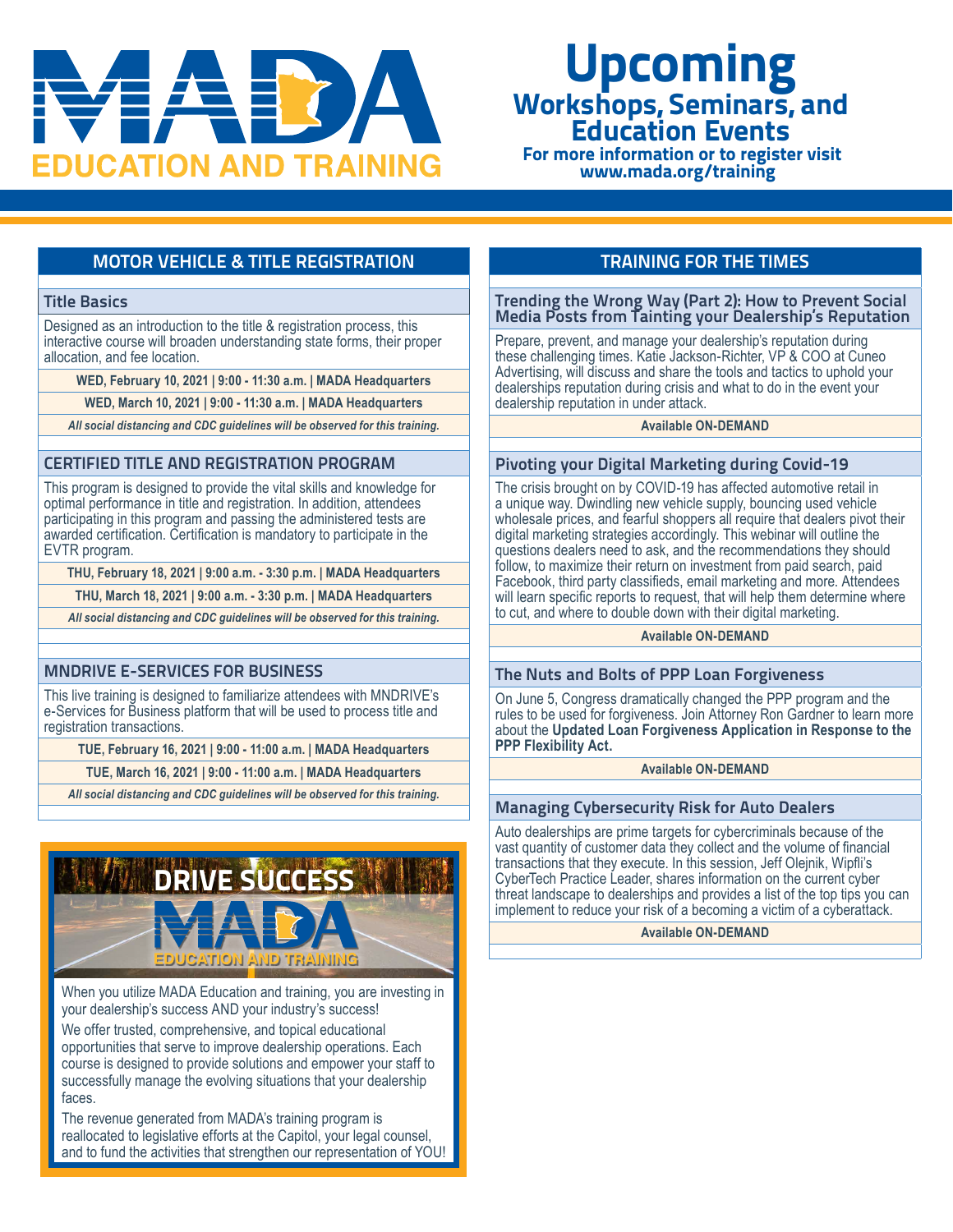# MADA EDUCATION AND TRAINING

# Upcoming

## Workshops, Seminars, and Education Events

**For more information or to register visit www.mada.org/training**

## MOTOR VEHICLE & TITLE REGISTRATION

### Title Basics

Designed as an introduction to the title & registration process, this interactive course will broaden understanding state forms, their proper allocation, and fee location.

**WED, February 10, 2021 | 9:00 - 11:30 a.m. | MADA Headquarters**

**WED, March 10, 2021 | 9:00 - 11:30 a.m. | MADA Headquarters**

***All social distancing and CDC guidelines will be observed for this training.***

### CERTIFIED TITLE AND REGISTRATION PROGRAM

This program is designed to provide the vital skills and knowledge for optimal performance in title and registration. In addition, attendees participating in this program and passing the administered tests are awarded certification. Certification is mandatory to participate in the EVTR program.

**THU, February 18, 2021 | 9:00 a.m. - 3:30 p.m. | MADA Headquarters**

**THU, March 18, 2021 | 9:00 a.m. - 3:30 p.m. | MADA Headquarters**

***All social distancing and CDC guidelines will be observed for this training.***

### MNDRIVE E-SERVICES FOR BUSINESS

This live training is designed to familiarize attendees with MNDRIVE's e-Services for Business platform that will be used to process title and registration transactions.

**TUE, February 16, 2021 | 9:00 - 11:00 a.m. | MADA Headquarters**

**TUE, March 16, 2021 | 9:00 - 11:00 a.m. | MADA Headquarters**

***All social distancing and CDC guidelines will be observed for this training.***

## DRIVE SUCCESS

MADA EDUCATION AND TRAINING

When you utilize MADA Education and training, you are investing in your dealership's success AND your industry's success!

We offer trusted, comprehensive, and topical educational opportunities that serve to improve dealership operations. Each course is designed to provide solutions and empower your staff to successfully manage the evolving situations that your dealership faces.

The revenue generated from MADA's training program is reallocated to legislative efforts at the Capitol, your legal counsel, and to fund the activities that strengthen our representation of YOU!

## TRAINING FOR THE TIMES

### Trending the Wrong Way (Part 2): How to Prevent Social Media Posts from Tainting your Dealership's Reputation

Prepare, prevent, and manage your dealership's reputation during these challenging times. Katie Jackson-Richter, VP & COO at Cuneo Advertising, will discuss and share the tools and tactics to uphold your dealerships reputation during crisis and what to do in the event your dealership reputation in under attack.

**Available ON-DEMAND**

### Pivoting your Digital Marketing during Covid-19

The crisis brought on by COVID-19 has affected automotive retail in a unique way. Dwindling new vehicle supply, bouncing used vehicle wholesale prices, and fearful shoppers all require that dealers pivot their digital marketing strategies accordingly. This webinar will outline the questions dealers need to ask, and the recommendations they should follow, to maximize their return on investment from paid search, paid Facebook, third party classifieds, email marketing and more. Attendees will learn specific reports to request, that will help them determine where to cut, and where to double down with their digital marketing.

**Available ON-DEMAND**

### The Nuts and Bolts of PPP Loan Forgiveness

On June 5, Congress dramatically changed the PPP program and the rules to be used for forgiveness. Join Attorney Ron Gardner to learn more about the **Updated Loan Forgiveness Application in Response to the PPP Flexibility Act.**

**Available ON-DEMAND**

### Managing Cybersecurity Risk for Auto Dealers

Auto dealerships are prime targets for cybercriminals because of the vast quantity of customer data they collect and the volume of financial transactions that they execute. In this session, Jeff Olejnik, Wipfli's CyberTech Practice Leader, shares information on the current cyber threat landscape to dealerships and provides a list of the top tips you can implement to reduce your risk of a becoming a victim of a cyberattack.

**Available ON-DEMAND**